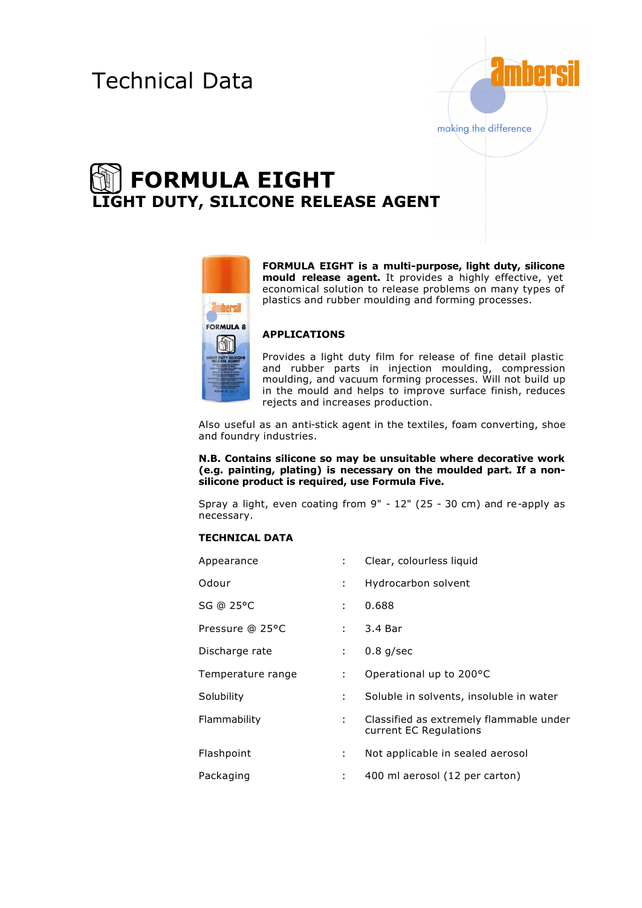Technical Data

ambersil
making the difference

# FORMULA EIGHT

## LIGHT DUTY, SILICONE RELEASE AGENT

**FORMULA EIGHT is a multi-purpose, light duty, silicone mould release agent.** It provides a highly effective, yet economical solution to release problems on many types of plastics and rubber moulding and forming processes.

### APPLICATIONS

Provides a light duty film for release of fine detail plastic and rubber parts in injection moulding, compression moulding, and vacuum forming processes. Will not build up in the mould and helps to improve surface finish, reduces rejects and increases production.

Also useful as an anti-stick agent in the textiles, foam converting, shoe and foundry industries.

**N.B. Contains silicone so may be unsuitable where decorative work (e.g. painting, plating) is necessary on the moulded part. If a non-silicone product is required, use Formula Five.**

Spray a light, even coating from 9" - 12" (25 - 30 cm) and re-apply as necessary.

### TECHNICAL DATA

| | | |
|---|---|---|
| Appearance | : | Clear, colourless liquid |
| Odour | : | Hydrocarbon solvent |
| SG @ 25°C | : | 0.688 |
| Pressure @ 25°C | : | 3.4 Bar |
| Discharge rate | : | 0.8 g/sec |
| Temperature range | : | Operational up to 200°C |
| Solubility | : | Soluble in solvents, insoluble in water |
| Flammability | : | Classified as extremely flammable under current EC Regulations |
| Flashpoint | : | Not applicable in sealed aerosol |
| Packaging | : | 400 ml aerosol (12 per carton) |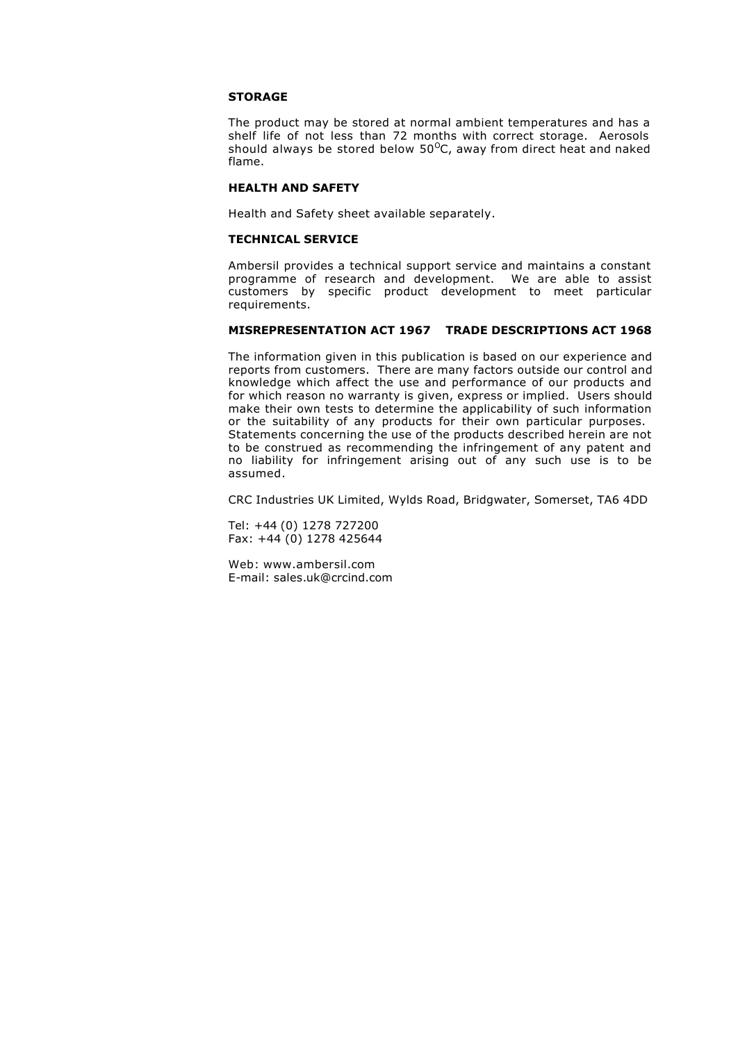### STORAGE

The product may be stored at normal ambient temperatures and has a shelf life of not less than 72 months with correct storage. Aerosols should always be stored below 50$^{O}$C, away from direct heat and naked flame.

### HEALTH AND SAFETY

Health and Safety sheet available separately.

### TECHNICAL SERVICE

Ambersil provides a technical support service and maintains a constant programme of research and development. We are able to assist customers by specific product development to meet particular requirements.

### MISREPRESENTATION ACT 1967 TRADE DESCRIPTIONS ACT 1968

The information given in this publication is based on our experience and reports from customers. There are many factors outside our control and knowledge which affect the use and performance of our products and for which reason no warranty is given, express or implied. Users should make their own tests to determine the applicability of such information or the suitability of any products for their own particular purposes. Statements concerning the use of the products described herein are not to be construed as recommending the infringement of any patent and no liability for infringement arising out of any such use is to be assumed.

CRC Industries UK Limited, Wylds Road, Bridgwater, Somerset, TA6 4DD

Tel: +44 (0) 1278 727200
Fax: +44 (0) 1278 425644

Web: www.ambersil.com
E-mail: sales.uk@crcind.com